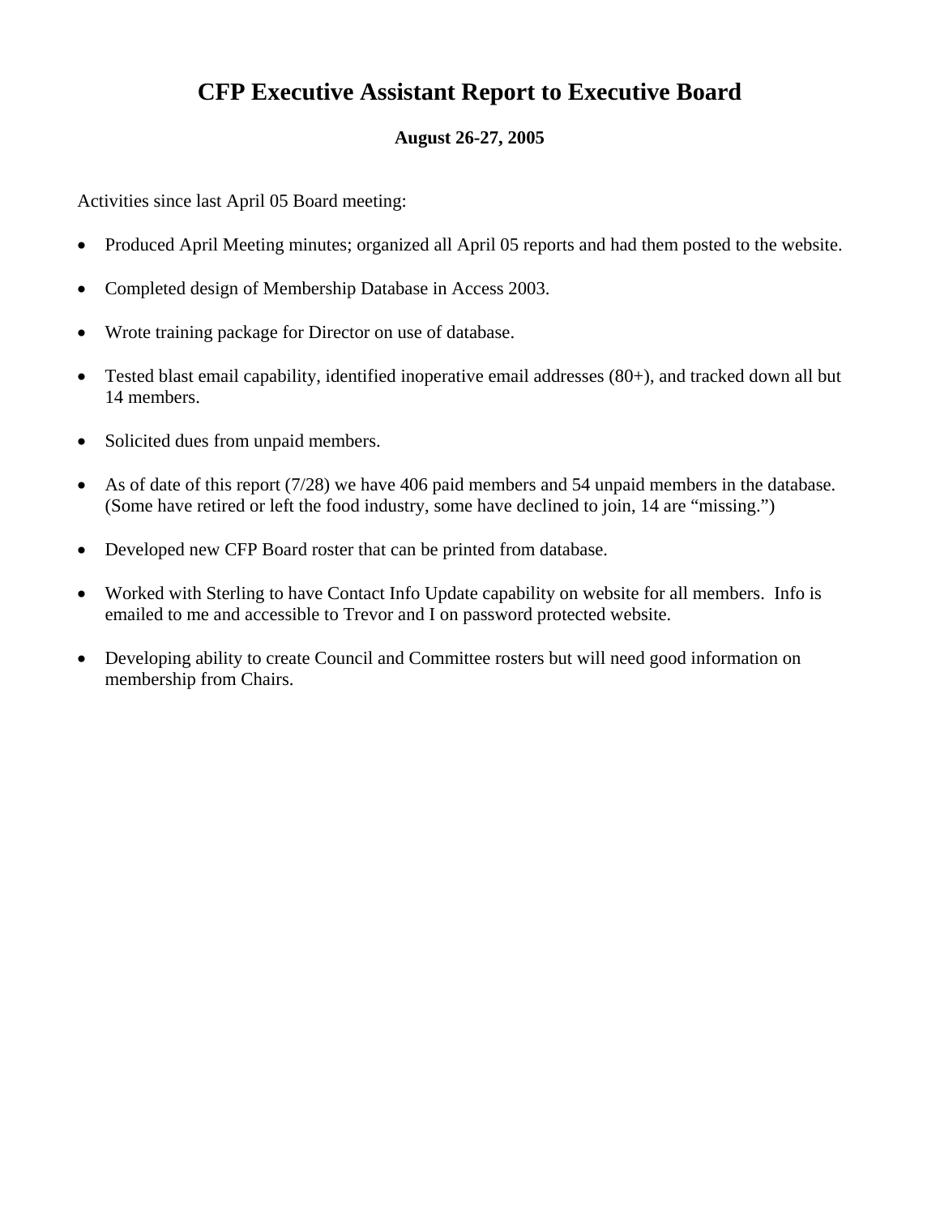# CFP Executive Assistant Report to Executive Board

**August 26-27, 2005**

Activities since last April 05 Board meeting:

- Produced April Meeting minutes; organized all April 05 reports and had them posted to the website.
- Completed design of Membership Database in Access 2003.
- Wrote training package for Director on use of database.
- Tested blast email capability, identified inoperative email addresses (80+), and tracked down all but 14 members.
- Solicited dues from unpaid members.
- As of date of this report (7/28) we have 406 paid members and 54 unpaid members in the database. (Some have retired or left the food industry, some have declined to join, 14 are "missing.")
- Developed new CFP Board roster that can be printed from database.
- Worked with Sterling to have Contact Info Update capability on website for all members. Info is emailed to me and accessible to Trevor and I on password protected website.
- Developing ability to create Council and Committee rosters but will need good information on membership from Chairs.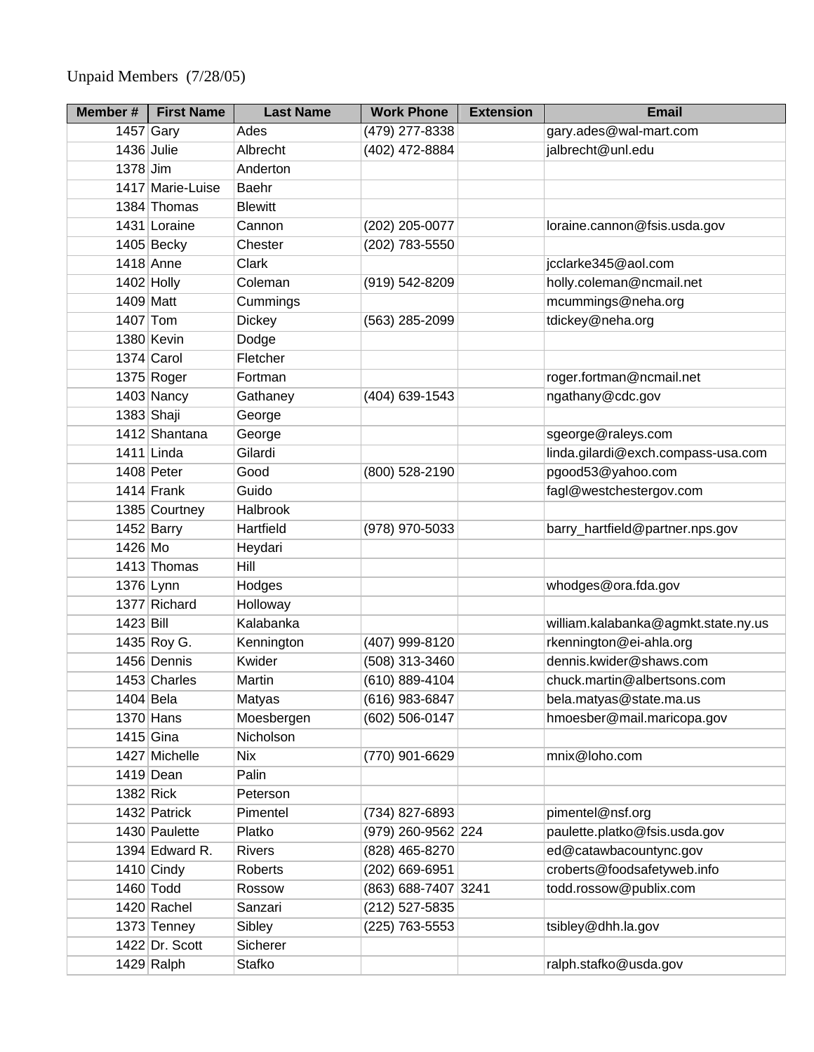Unpaid Members (7/28/05)

| Member # | First Name | Last Name | Work Phone | Extension | Email |
|---|---|---|---|---|---|
| 1457 | Gary | Ades | (479) 277-8338 | | gary.ades@wal-mart.com |
| 1436 | Julie | Albrecht | (402) 472-8884 | | jalbrecht@unl.edu |
| 1378 | Jim | Anderton | | | |
| 1417 | Marie-Luise | Baehr | | | |
| 1384 | Thomas | Blewitt | | | |
| 1431 | Loraine | Cannon | (202) 205-0077 | | loraine.cannon@fsis.usda.gov |
| 1405 | Becky | Chester | (202) 783-5550 | | |
| 1418 | Anne | Clark | | | jcclarke345@aol.com |
| 1402 | Holly | Coleman | (919) 542-8209 | | holly.coleman@ncmail.net |
| 1409 | Matt | Cummings | | | mcummings@neha.org |
| 1407 | Tom | Dickey | (563) 285-2099 | | tdickey@neha.org |
| 1380 | Kevin | Dodge | | | |
| 1374 | Carol | Fletcher | | | |
| 1375 | Roger | Fortman | | | roger.fortman@ncmail.net |
| 1403 | Nancy | Gathaney | (404) 639-1543 | | ngathany@cdc.gov |
| 1383 | Shaji | George | | | |
| 1412 | Shantana | George | | | sgeorge@raleys.com |
| 1411 | Linda | Gilardi | | | linda.gilardi@exch.compass-usa.com |
| 1408 | Peter | Good | (800) 528-2190 | | pgood53@yahoo.com |
| 1414 | Frank | Guido | | | fagl@westchestergov.com |
| 1385 | Courtney | Halbrook | | | |
| 1452 | Barry | Hartfield | (978) 970-5033 | | barry_hartfield@partner.nps.gov |
| 1426 | Mo | Heydari | | | |
| 1413 | Thomas | Hill | | | |
| 1376 | Lynn | Hodges | | | whodges@ora.fda.gov |
| 1377 | Richard | Holloway | | | |
| 1423 | Bill | Kalabanka | | | william.kalabanka@agmkt.state.ny.us |
| 1435 | Roy G. | Kennington | (407) 999-8120 | | rkennington@ei-ahla.org |
| 1456 | Dennis | Kwider | (508) 313-3460 | | dennis.kwider@shaws.com |
| 1453 | Charles | Martin | (610) 889-4104 | | chuck.martin@albertsons.com |
| 1404 | Bela | Matyas | (616) 983-6847 | | bela.matyas@state.ma.us |
| 1370 | Hans | Moesbergen | (602) 506-0147 | | hmoesber@mail.maricopa.gov |
| 1415 | Gina | Nicholson | | | |
| 1427 | Michelle | Nix | (770) 901-6629 | | mnix@loho.com |
| 1419 | Dean | Palin | | | |
| 1382 | Rick | Peterson | | | |
| 1432 | Patrick | Pimentel | (734) 827-6893 | | pimentel@nsf.org |
| 1430 | Paulette | Platko | (979) 260-9562 | 224 | paulette.platko@fsis.usda.gov |
| 1394 | Edward R. | Rivers | (828) 465-8270 | | ed@catawbacountync.gov |
| 1410 | Cindy | Roberts | (202) 669-6951 | | croberts@foodsafetyweb.info |
| 1460 | Todd | Rossow | (863) 688-7407 | 3241 | todd.rossow@publix.com |
| 1420 | Rachel | Sanzari | (212) 527-5835 | | |
| 1373 | Tenney | Sibley | (225) 763-5553 | | tsibley@dhh.la.gov |
| 1422 | Dr. Scott | Sicherer | | | |
| 1429 | Ralph | Stafko | | | ralph.stafko@usda.gov |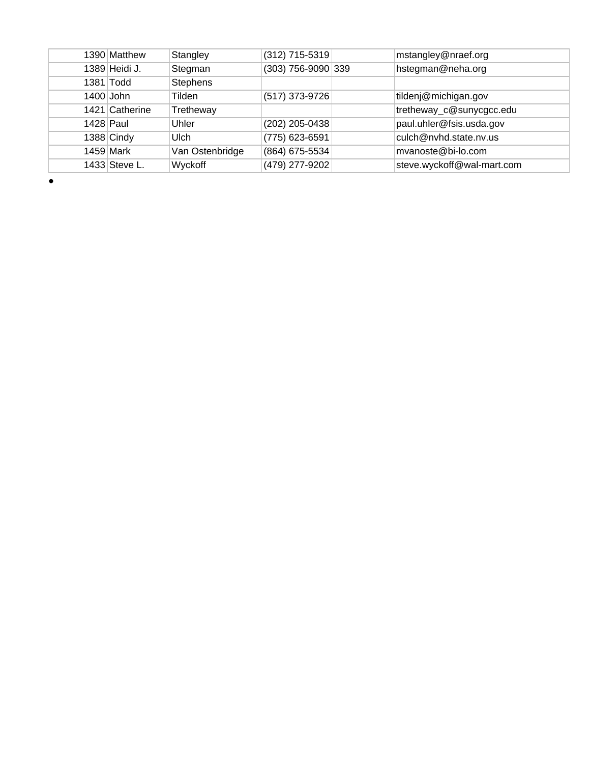| | | | | | |
|---|---|---|---|---|---|
| 1390 | Matthew | Stangley | (312) 715-5319 | | mstangley@nraef.org |
| 1389 | Heidi J. | Stegman | (303) 756-9090 | 339 | hstegman@neha.org |
| 1381 | Todd | Stephens | | | |
| 1400 | John | Tilden | (517) 373-9726 | | tildenj@michigan.gov |
| 1421 | Catherine | Tretheway | | | tretheway_c@sunycgcc.edu |
| 1428 | Paul | Uhler | (202) 205-0438 | | paul.uhler@fsis.usda.gov |
| 1388 | Cindy | Ulch | (775) 623-6591 | | culch@nvhd.state.nv.us |
| 1459 | Mark | Van Ostenbridge | (864) 675-5534 | | mvanoste@bi-lo.com |
| 1433 | Steve L. | Wyckoff | (479) 277-9202 | | steve.wyckoff@wal-mart.com |

•